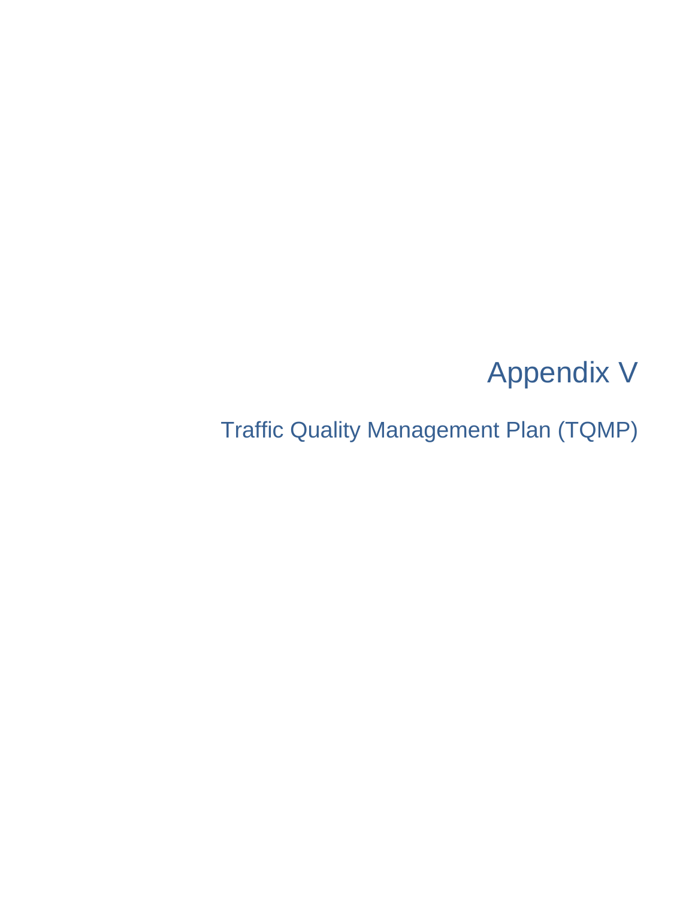# Appendix V

## Traffic Quality Management Plan (TQMP)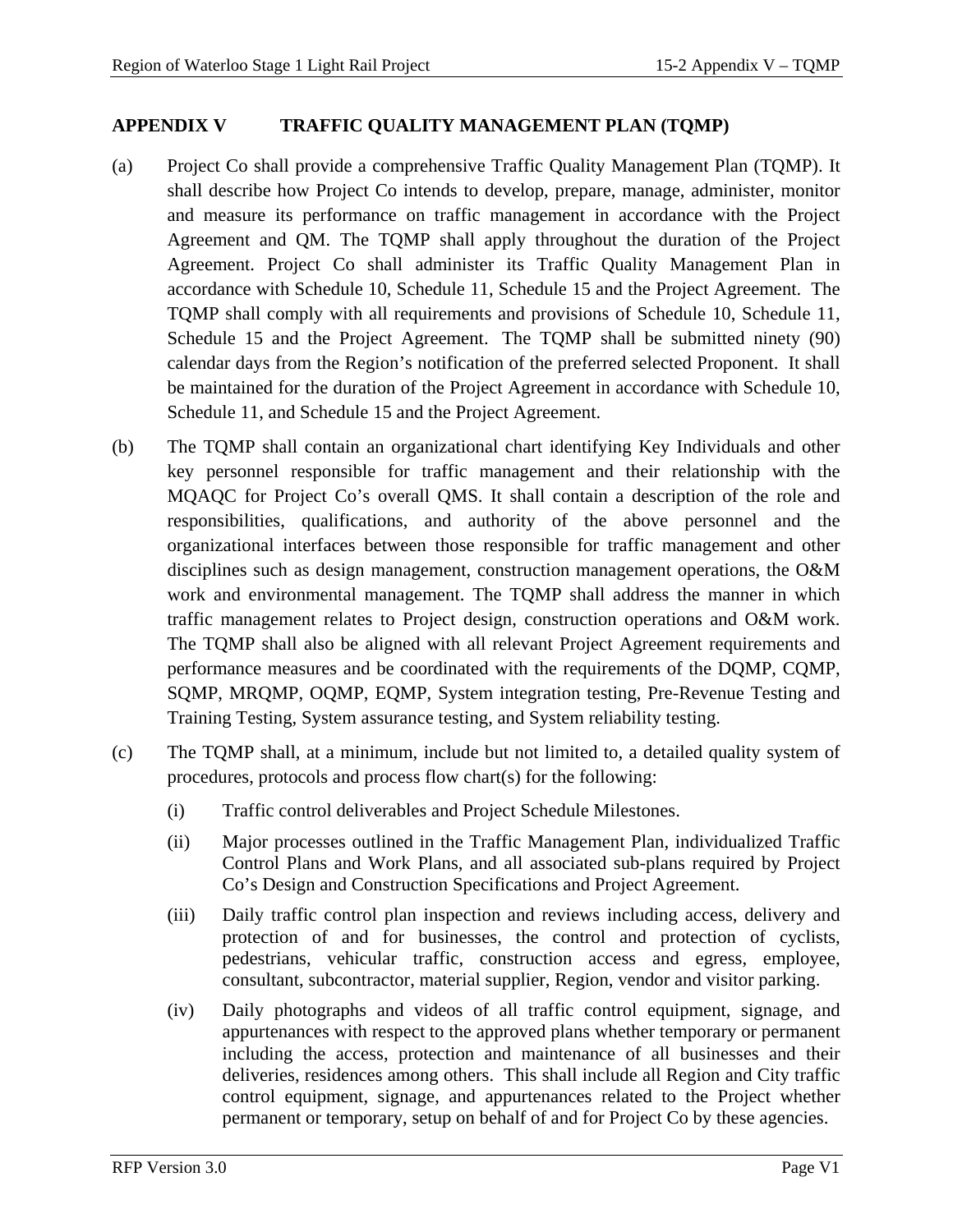## APPENDIX V TRAFFIC QUALITY MANAGEMENT PLAN (TQMP)

(a) Project Co shall provide a comprehensive Traffic Quality Management Plan (TQMP). It shall describe how Project Co intends to develop, prepare, manage, administer, monitor and measure its performance on traffic management in accordance with the Project Agreement and QM. The TQMP shall apply throughout the duration of the Project Agreement. Project Co shall administer its Traffic Quality Management Plan in accordance with Schedule 10, Schedule 11, Schedule 15 and the Project Agreement. The TQMP shall comply with all requirements and provisions of Schedule 10, Schedule 11, Schedule 15 and the Project Agreement. The TQMP shall be submitted ninety (90) calendar days from the Region's notification of the preferred selected Proponent. It shall be maintained for the duration of the Project Agreement in accordance with Schedule 10, Schedule 11, and Schedule 15 and the Project Agreement.

(b) The TQMP shall contain an organizational chart identifying Key Individuals and other key personnel responsible for traffic management and their relationship with the MQAQC for Project Co's overall QMS. It shall contain a description of the role and responsibilities, qualifications, and authority of the above personnel and the organizational interfaces between those responsible for traffic management and other disciplines such as design management, construction management operations, the O&M work and environmental management. The TQMP shall address the manner in which traffic management relates to Project design, construction operations and O&M work. The TQMP shall also be aligned with all relevant Project Agreement requirements and performance measures and be coordinated with the requirements of the DQMP, CQMP, SQMP, MRQMP, OQMP, EQMP, System integration testing, Pre-Revenue Testing and Training Testing, System assurance testing, and System reliability testing.

(c) The TQMP shall, at a minimum, include but not limited to, a detailed quality system of procedures, protocols and process flow chart(s) for the following:

 (i) Traffic control deliverables and Project Schedule Milestones.

 (ii) Major processes outlined in the Traffic Management Plan, individualized Traffic Control Plans and Work Plans, and all associated sub-plans required by Project Co's Design and Construction Specifications and Project Agreement.

 (iii) Daily traffic control plan inspection and reviews including access, delivery and protection of and for businesses, the control and protection of cyclists, pedestrians, vehicular traffic, construction access and egress, employee, consultant, subcontractor, material supplier, Region, vendor and visitor parking.

 (iv) Daily photographs and videos of all traffic control equipment, signage, and appurtenances with respect to the approved plans whether temporary or permanent including the access, protection and maintenance of all businesses and their deliveries, residences among others. This shall include all Region and City traffic control equipment, signage, and appurtenances related to the Project whether permanent or temporary, setup on behalf of and for Project Co by these agencies.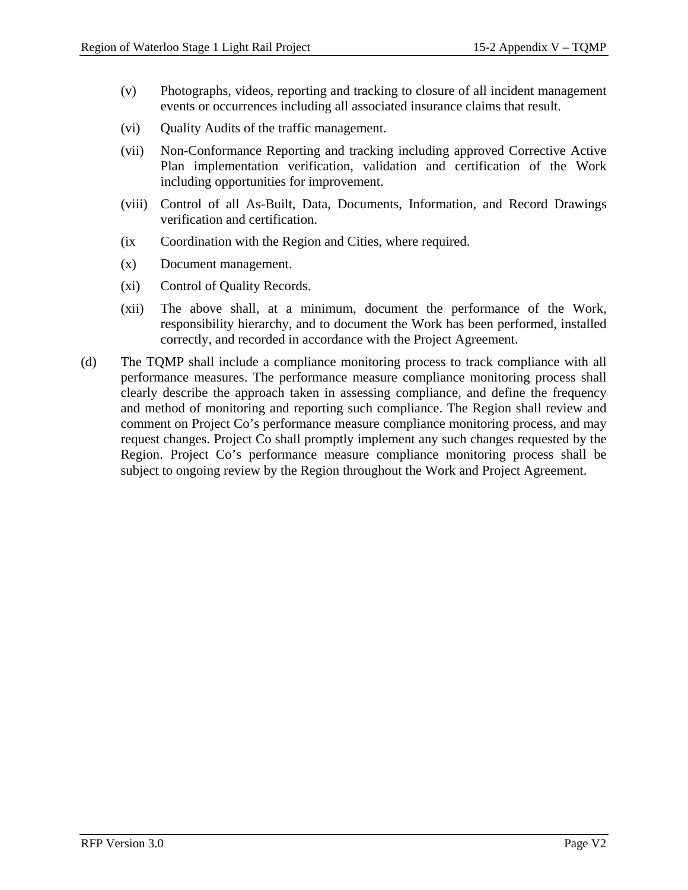(v) Photographs, videos, reporting and tracking to closure of all incident management events or occurrences including all associated insurance claims that result.

(vi) Quality Audits of the traffic management.

(vii) Non-Conformance Reporting and tracking including approved Corrective Active Plan implementation verification, validation and certification of the Work including opportunities for improvement.

(viii) Control of all As-Built, Data, Documents, Information, and Record Drawings verification and certification.

(ix Coordination with the Region and Cities, where required.

(x) Document management.

(xi) Control of Quality Records.

(xii) The above shall, at a minimum, document the performance of the Work, responsibility hierarchy, and to document the Work has been performed, installed correctly, and recorded in accordance with the Project Agreement.

(d) The TQMP shall include a compliance monitoring process to track compliance with all performance measures. The performance measure compliance monitoring process shall clearly describe the approach taken in assessing compliance, and define the frequency and method of monitoring and reporting such compliance. The Region shall review and comment on Project Co's performance measure compliance monitoring process, and may request changes. Project Co shall promptly implement any such changes requested by the Region. Project Co's performance measure compliance monitoring process shall be subject to ongoing review by the Region throughout the Work and Project Agreement.